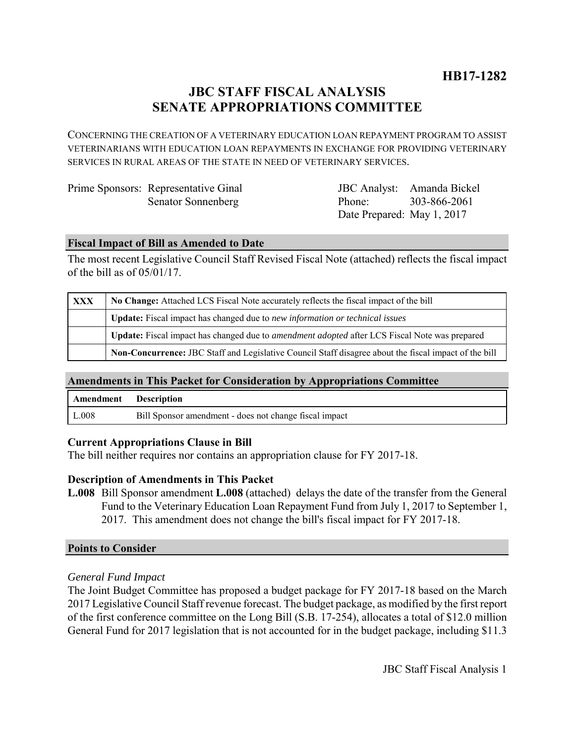**HB17-1282**

# JBC STAFF FISCAL ANALYSIS
# SENATE APPROPRIATIONS COMMITTEE

CONCERNING THE CREATION OF A VETERINARY EDUCATION LOAN REPAYMENT PROGRAM TO ASSIST VETERINARIANS WITH EDUCATION LOAN REPAYMENTS IN EXCHANGE FOR PROVIDING VETERINARY SERVICES IN RURAL AREAS OF THE STATE IN NEED OF VETERINARY SERVICES.

| | | | |
|---|---|---|---|
| Prime Sponsors: | Representative Ginal | JBC Analyst: | Amanda Bickel |
| | Senator Sonnenberg | Phone: | 303-866-2061 |
| | | Date Prepared: | May 1, 2017 |

## Fiscal Impact of Bill as Amended to Date

The most recent Legislative Council Staff Revised Fiscal Note (attached) reflects the fiscal impact of the bill as of 05/01/17.

| | |
|---|---|
| XXX | **No Change:** Attached LCS Fiscal Note accurately reflects the fiscal impact of the bill |
| | **Update:** Fiscal impact has changed due to *new information or technical issues* |
| | **Update:** Fiscal impact has changed due to *amendment adopted* after LCS Fiscal Note was prepared |
| | **Non-Concurrence:** JBC Staff and Legislative Council Staff disagree about the fiscal impact of the bill |

## Amendments in This Packet for Consideration by Appropriations Committee

| Amendment | Description |
|---|---|
| L.008 | Bill Sponsor amendment - does not change fiscal impact |

### Current Appropriations Clause in Bill

The bill neither requires nor contains an appropriation clause for FY 2017-18.

### Description of Amendments in This Packet

**L.008** Bill Sponsor amendment **L.008** (attached) delays the date of the transfer from the General Fund to the Veterinary Education Loan Repayment Fund from July 1, 2017 to September 1, 2017. This amendment does not change the bill's fiscal impact for FY 2017-18.

## Points to Consider

*General Fund Impact*

The Joint Budget Committee has proposed a budget package for FY 2017-18 based on the March 2017 Legislative Council Staff revenue forecast. The budget package, as modified by the first report of the first conference committee on the Long Bill (S.B. 17-254), allocates a total of $12.0 million General Fund for 2017 legislation that is not accounted for in the budget package, including $11.3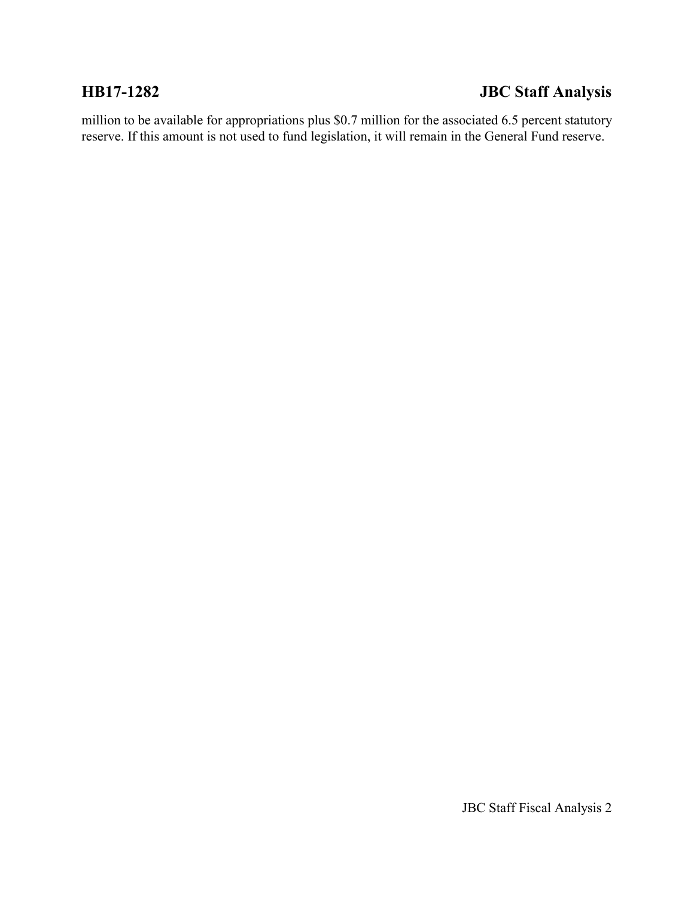million to be available for appropriations plus $0.7 million for the associated 6.5 percent statutory reserve. If this amount is not used to fund legislation, it will remain in the General Fund reserve.